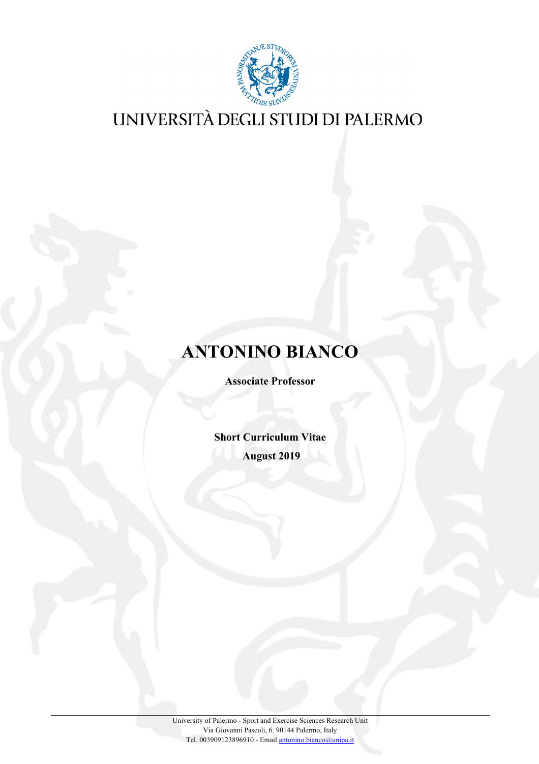UNIVERSITÀ DEGLI STUDI DI PALERMO

# ANTONINO BIANCO

**Associate Professor**

**Short Curriculum Vitae**

**August 2019**

University of Palermo - Sport and Exercise Sciences Research Unit
Via Giovanni Pascoli, 6. 90144 Palermo, Italy
Tel. 003909123896910 - Email antonino.bianco@unipa.it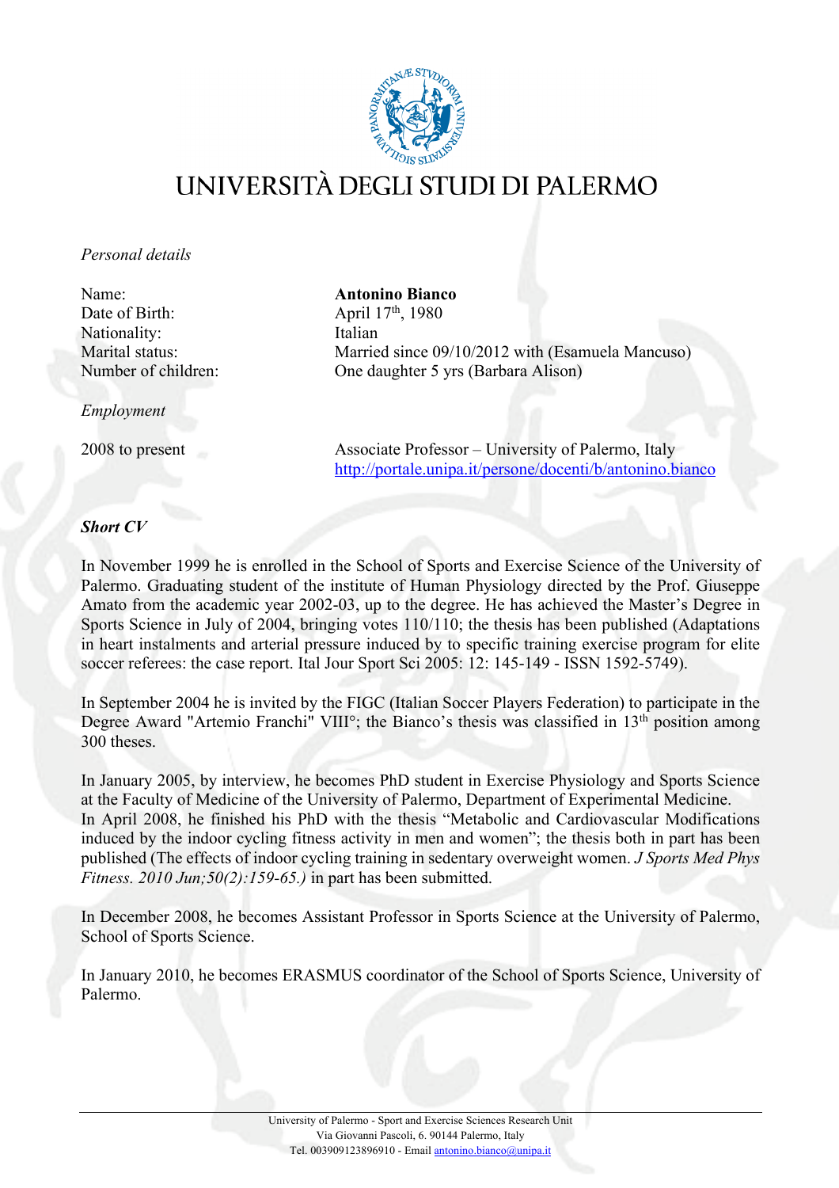# UNIVERSITÀ DEGLI STUDI DI PALERMO

*Personal details*

| | |
|---|---|
| Name: | **Antonino Bianco** |
| Date of Birth: | April 17th, 1980 |
| Nationality: | Italian |
| Marital status: | Married since 09/10/2012 with (Esamuela Mancuso) |
| Number of children: | One daughter 5 yrs (Barbara Alison) |

*Employment*

| | |
|---|---|
| 2008 to present | Associate Professor – University of Palermo, Italy [http://portale.unipa.it/persone/docenti/b/antonino.bianco](http://portale.unipa.it/persone/docenti/b/antonino.bianco) |

***Short CV***

In November 1999 he is enrolled in the School of Sports and Exercise Science of the University of Palermo. Graduating student of the institute of Human Physiology directed by the Prof. Giuseppe Amato from the academic year 2002-03, up to the degree. He has achieved the Master's Degree in Sports Science in July of 2004, bringing votes 110/110; the thesis has been published (Adaptations in heart instalments and arterial pressure induced by to specific training exercise program for elite soccer referees: the case report. Ital Jour Sport Sci 2005: 12: 145-149 - ISSN 1592-5749).

In September 2004 he is invited by the FIGC (Italian Soccer Players Federation) to participate in the Degree Award "Artemio Franchi" VIII°; the Bianco's thesis was classified in 13th position among 300 theses.

In January 2005, by interview, he becomes PhD student in Exercise Physiology and Sports Science at the Faculty of Medicine of the University of Palermo, Department of Experimental Medicine.
In April 2008, he finished his PhD with the thesis "Metabolic and Cardiovascular Modifications induced by the indoor cycling fitness activity in men and women"; the thesis both in part has been published (The effects of indoor cycling training in sedentary overweight women. *J Sports Med Phys Fitness. 2010 Jun;50(2):159-65.)* in part has been submitted.

In December 2008, he becomes Assistant Professor in Sports Science at the University of Palermo, School of Sports Science.

In January 2010, he becomes ERASMUS coordinator of the School of Sports Science, University of Palermo.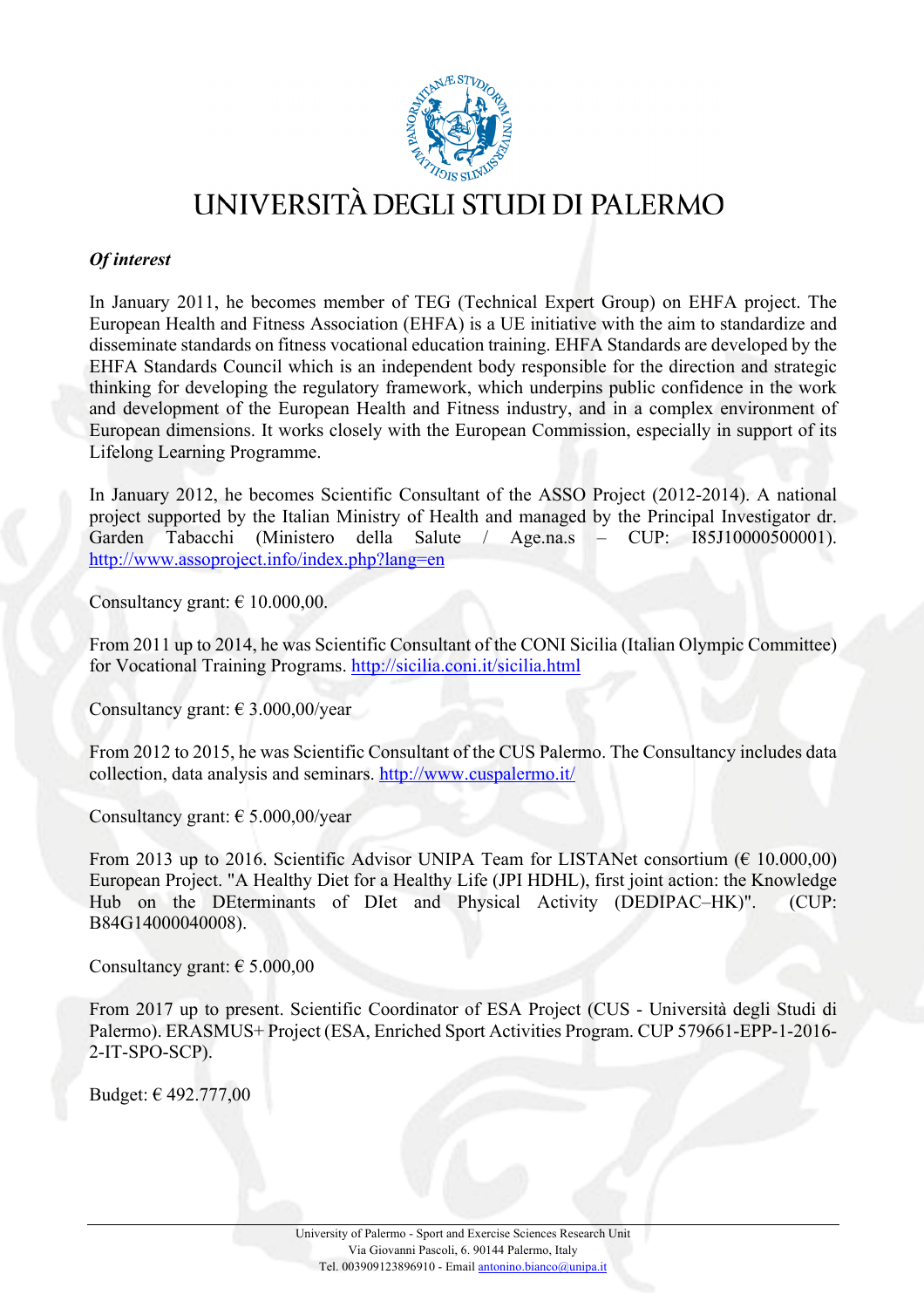*Of interest*

In January 2011, he becomes member of TEG (Technical Expert Group) on EHFA project. The European Health and Fitness Association (EHFA) is a UE initiative with the aim to standardize and disseminate standards on fitness vocational education training. EHFA Standards are developed by the EHFA Standards Council which is an independent body responsible for the direction and strategic thinking for developing the regulatory framework, which underpins public confidence in the work and development of the European Health and Fitness industry, and in a complex environment of European dimensions. It works closely with the European Commission, especially in support of its Lifelong Learning Programme.

In January 2012, he becomes Scientific Consultant of the ASSO Project (2012-2014). A national project supported by the Italian Ministry of Health and managed by the Principal Investigator dr. Garden Tabacchi (Ministero della Salute / Age.na.s – CUP: I85J10000500001). http://www.assoproject.info/index.php?lang=en

Consultancy grant: € 10.000,00.

From 2011 up to 2014, he was Scientific Consultant of the CONI Sicilia (Italian Olympic Committee) for Vocational Training Programs. http://sicilia.coni.it/sicilia.html

Consultancy grant: € 3.000,00/year

From 2012 to 2015, he was Scientific Consultant of the CUS Palermo. The Consultancy includes data collection, data analysis and seminars. http://www.cuspalermo.it/

Consultancy grant: € 5.000,00/year

From 2013 up to 2016. Scientific Advisor UNIPA Team for LISTANet consortium (€ 10.000,00) European Project. "A Healthy Diet for a Healthy Life (JPI HDHL), first joint action: the Knowledge Hub on the DEterminants of DIet and Physical Activity (DEDIPAC–HK)". (CUP: B84G14000040008).

Consultancy grant: € 5.000,00

From 2017 up to present. Scientific Coordinator of ESA Project (CUS - Università degli Studi di Palermo). ERASMUS+ Project (ESA, Enriched Sport Activities Program. CUP 579661-EPP-1-2016-2-IT-SPO-SCP).

Budget: € 492.777,00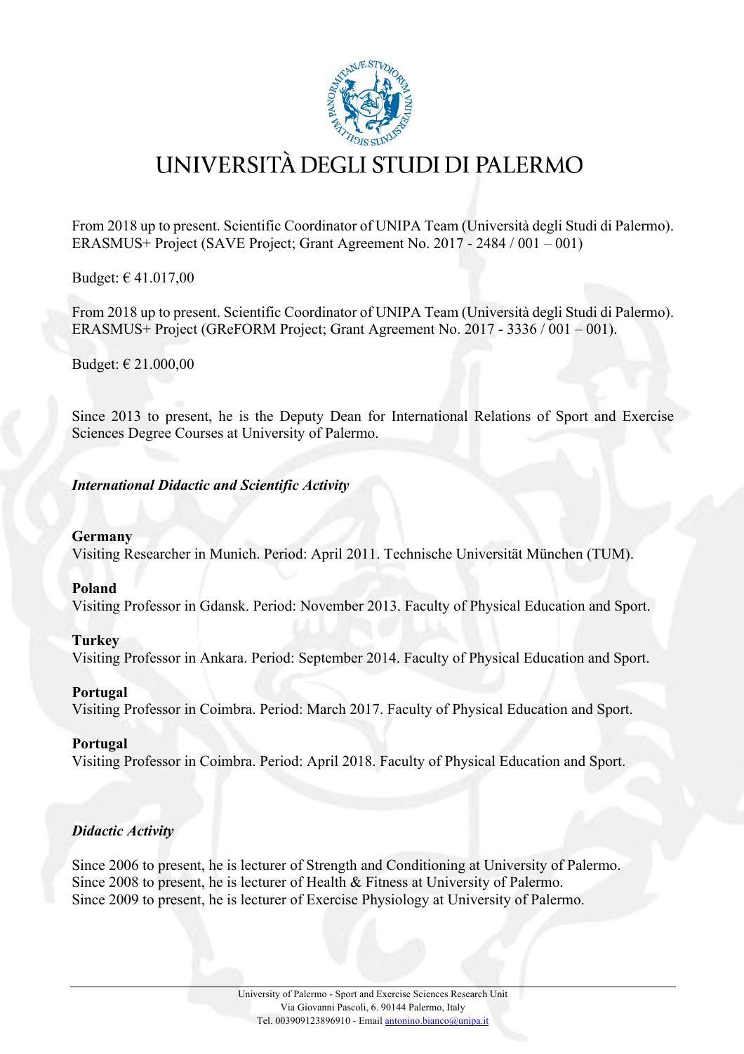From 2018 up to present. Scientific Coordinator of UNIPA Team (Università degli Studi di Palermo). ERASMUS+ Project (SAVE Project; Grant Agreement No. 2017 - 2484 / 001 – 001)

Budget: € 41.017,00

From 2018 up to present. Scientific Coordinator of UNIPA Team (Università degli Studi di Palermo). ERASMUS+ Project (GReFORM Project; Grant Agreement No. 2017 - 3336 / 001 – 001).

Budget: € 21.000,00

Since 2013 to present, he is the Deputy Dean for International Relations of Sport and Exercise Sciences Degree Courses at University of Palermo.

***International Didactic and Scientific Activity***

**Germany**
Visiting Researcher in Munich. Period: April 2011. Technische Universität München (TUM).

**Poland**
Visiting Professor in Gdansk. Period: November 2013. Faculty of Physical Education and Sport.

**Turkey**
Visiting Professor in Ankara. Period: September 2014. Faculty of Physical Education and Sport.

**Portugal**
Visiting Professor in Coimbra. Period: March 2017. Faculty of Physical Education and Sport.

**Portugal**
Visiting Professor in Coimbra. Period: April 2018. Faculty of Physical Education and Sport.

***Didactic Activity***

Since 2006 to present, he is lecturer of Strength and Conditioning at University of Palermo.
Since 2008 to present, he is lecturer of Health & Fitness at University of Palermo.
Since 2009 to present, he is lecturer of Exercise Physiology at University of Palermo.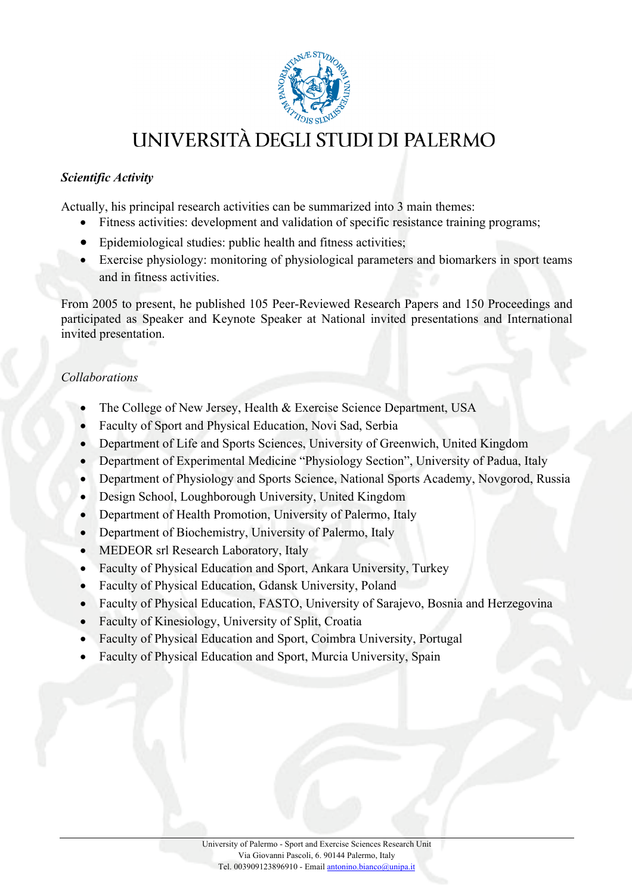*Scientific Activity*

Actually, his principal research activities can be summarized into 3 main themes:

- Fitness activities: development and validation of specific resistance training programs;
- Epidemiological studies: public health and fitness activities;
- Exercise physiology: monitoring of physiological parameters and biomarkers in sport teams and in fitness activities.

From 2005 to present, he published 105 Peer-Reviewed Research Papers and 150 Proceedings and participated as Speaker and Keynote Speaker at National invited presentations and International invited presentation.

*Collaborations*

- The College of New Jersey, Health & Exercise Science Department, USA
- Faculty of Sport and Physical Education, Novi Sad, Serbia
- Department of Life and Sports Sciences, University of Greenwich, United Kingdom
- Department of Experimental Medicine "Physiology Section", University of Padua, Italy
- Department of Physiology and Sports Science, National Sports Academy, Novgorod, Russia
- Design School, Loughborough University, United Kingdom
- Department of Health Promotion, University of Palermo, Italy
- Department of Biochemistry, University of Palermo, Italy
- MEDEOR srl Research Laboratory, Italy
- Faculty of Physical Education and Sport, Ankara University, Turkey
- Faculty of Physical Education, Gdansk University, Poland
- Faculty of Physical Education, FASTO, University of Sarajevo, Bosnia and Herzegovina
- Faculty of Kinesiology, University of Split, Croatia
- Faculty of Physical Education and Sport, Coimbra University, Portugal
- Faculty of Physical Education and Sport, Murcia University, Spain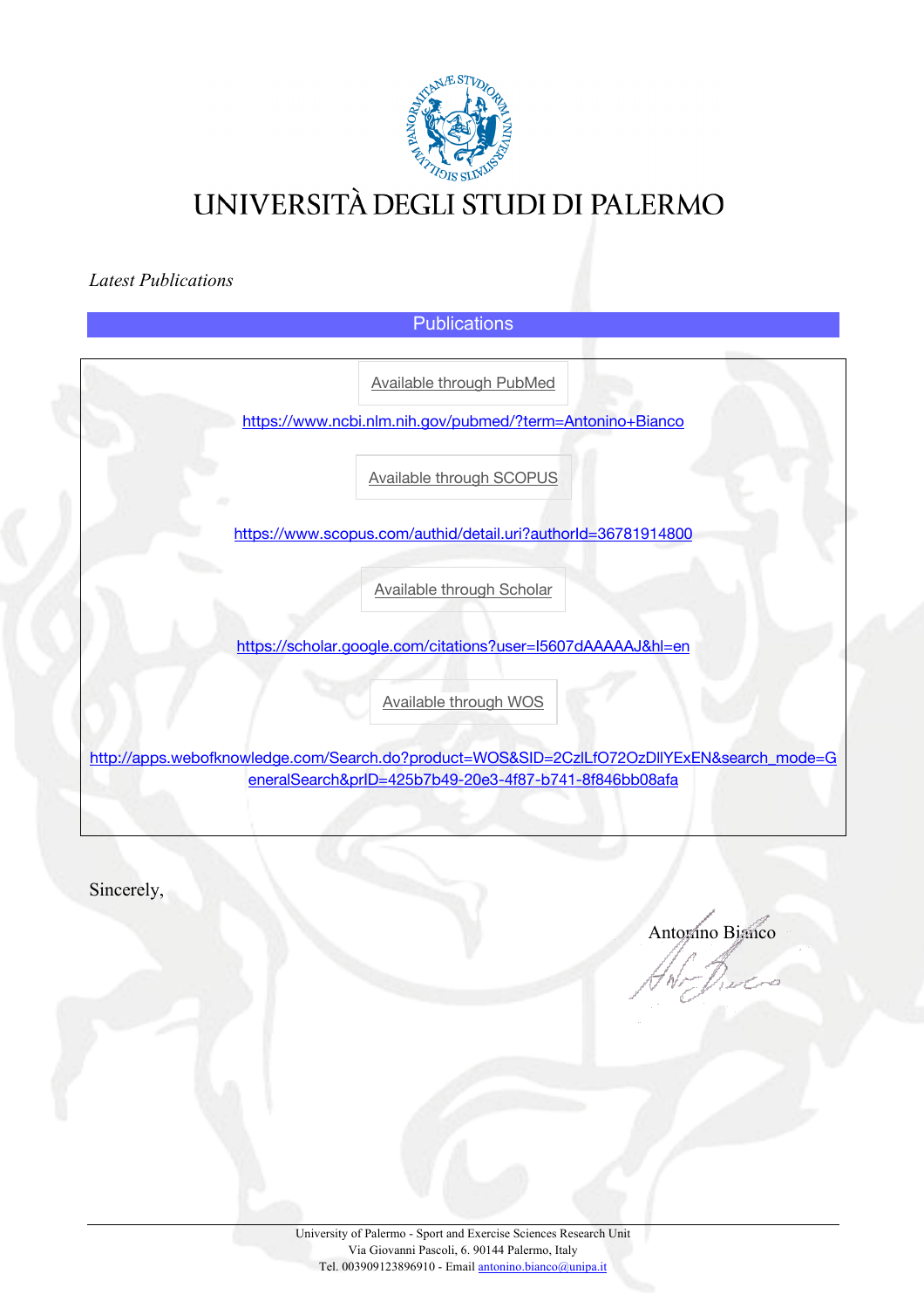# UNIVERSITÀ DEGLI STUDI DI PALERMO

*Latest Publications*

## Publications

Available through PubMed

https://www.ncbi.nlm.nih.gov/pubmed/?term=Antonino+Bianco

Available through SCOPUS

https://www.scopus.com/authid/detail.uri?authorId=36781914800

Available through Scholar

https://scholar.google.com/citations?user=I5607dAAAAAJ&hl=en

Available through WOS

http://apps.webofknowledge.com/Search.do?product=WOS&SID=2CzlLfO72OzDllYExEN&search_mode=GeneralSearch&prID=425b7b49-20e3-4f87-b741-8f846bb08afa

Sincerely,

Antonino Bianco

University of Palermo - Sport and Exercise Sciences Research Unit
Via Giovanni Pascoli, 6. 90144 Palermo, Italy
Tel. 003909123896910 - Email antonino.bianco@unipa.it